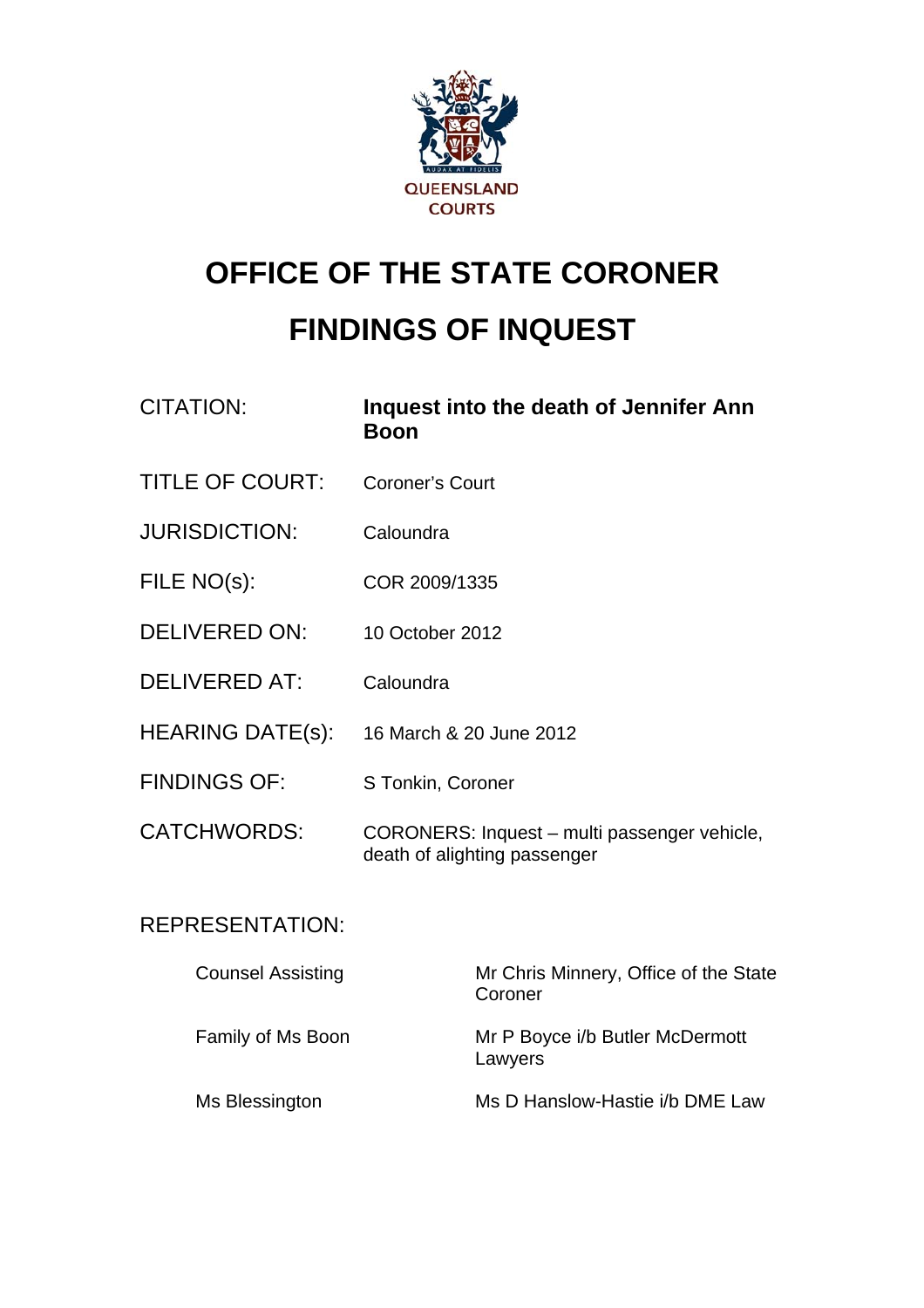QUEENSLAND COURTS

# OFFICE OF THE STATE CORONER

# FINDINGS OF INQUEST

| | |
|---|---|
| CITATION: | **Inquest into the death of Jennifer Ann Boon** |
| TITLE OF COURT: | Coroner's Court |
| JURISDICTION: | Caloundra |
| FILE NO(s): | COR 2009/1335 |
| DELIVERED ON: | 10 October 2012 |
| DELIVERED AT: | Caloundra |
| HEARING DATE(s): | 16 March & 20 June 2012 |
| FINDINGS OF: | S Tonkin, Coroner |
| CATCHWORDS: | CORONERS: Inquest – multi passenger vehicle, death of alighting passenger |

REPRESENTATION:

| | |
|---|---|
| Counsel Assisting | Mr Chris Minnery, Office of the State Coroner |
| Family of Ms Boon | Mr P Boyce i/b Butler McDermott Lawyers |
| Ms Blessington | Ms D Hanslow-Hastie i/b DME Law |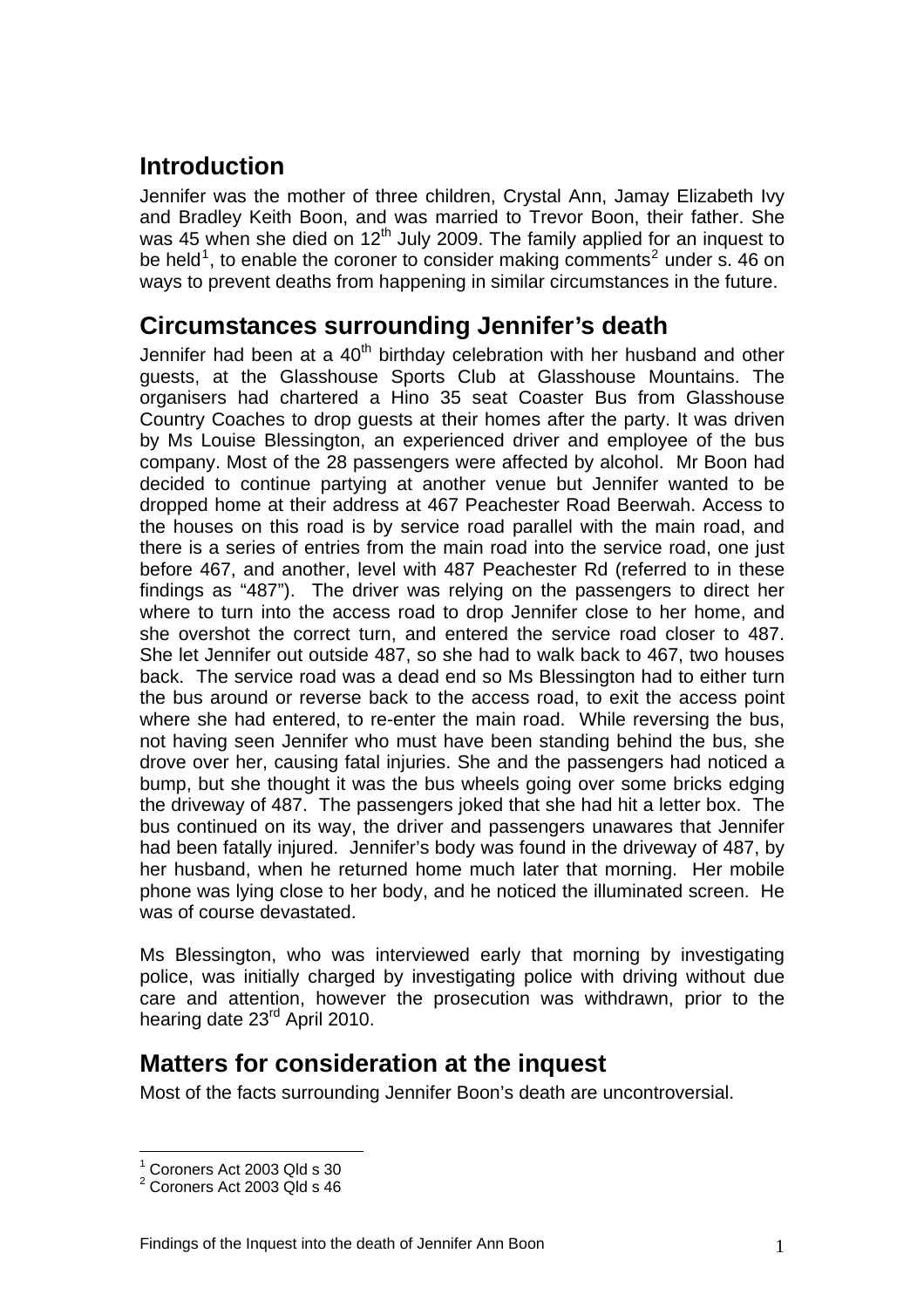## Introduction

Jennifer was the mother of three children, Crystal Ann, Jamay Elizabeth Ivy and Bradley Keith Boon, and was married to Trevor Boon, their father. She was 45 when she died on 12th July 2009. The family applied for an inquest to be held[1], to enable the coroner to consider making comments[2] under s. 46 on ways to prevent deaths from happening in similar circumstances in the future.

## Circumstances surrounding Jennifer's death

Jennifer had been at a 40th birthday celebration with her husband and other guests, at the Glasshouse Sports Club at Glasshouse Mountains. The organisers had chartered a Hino 35 seat Coaster Bus from Glasshouse Country Coaches to drop guests at their homes after the party. It was driven by Ms Louise Blessington, an experienced driver and employee of the bus company. Most of the 28 passengers were affected by alcohol. Mr Boon had decided to continue partying at another venue but Jennifer wanted to be dropped home at their address at 467 Peachester Road Beerwah. Access to the houses on this road is by service road parallel with the main road, and there is a series of entries from the main road into the service road, one just before 467, and another, level with 487 Peachester Rd (referred to in these findings as "487"). The driver was relying on the passengers to direct her where to turn into the access road to drop Jennifer close to her home, and she overshot the correct turn, and entered the service road closer to 487. She let Jennifer out outside 487, so she had to walk back to 467, two houses back. The service road was a dead end so Ms Blessington had to either turn the bus around or reverse back to the access road, to exit the access point where she had entered, to re-enter the main road. While reversing the bus, not having seen Jennifer who must have been standing behind the bus, she drove over her, causing fatal injuries. She and the passengers had noticed a bump, but she thought it was the bus wheels going over some bricks edging the driveway of 487. The passengers joked that she had hit a letter box. The bus continued on its way, the driver and passengers unawares that Jennifer had been fatally injured. Jennifer's body was found in the driveway of 487, by her husband, when he returned home much later that morning. Her mobile phone was lying close to her body, and he noticed the illuminated screen. He was of course devastated.

Ms Blessington, who was interviewed early that morning by investigating police, was initially charged by investigating police with driving without due care and attention, however the prosecution was withdrawn, prior to the hearing date 23rd April 2010.

## Matters for consideration at the inquest

Most of the facts surrounding Jennifer Boon's death are uncontroversial.

---

[1] Coroners Act 2003 Qld s 30

[2] Coroners Act 2003 Qld s 46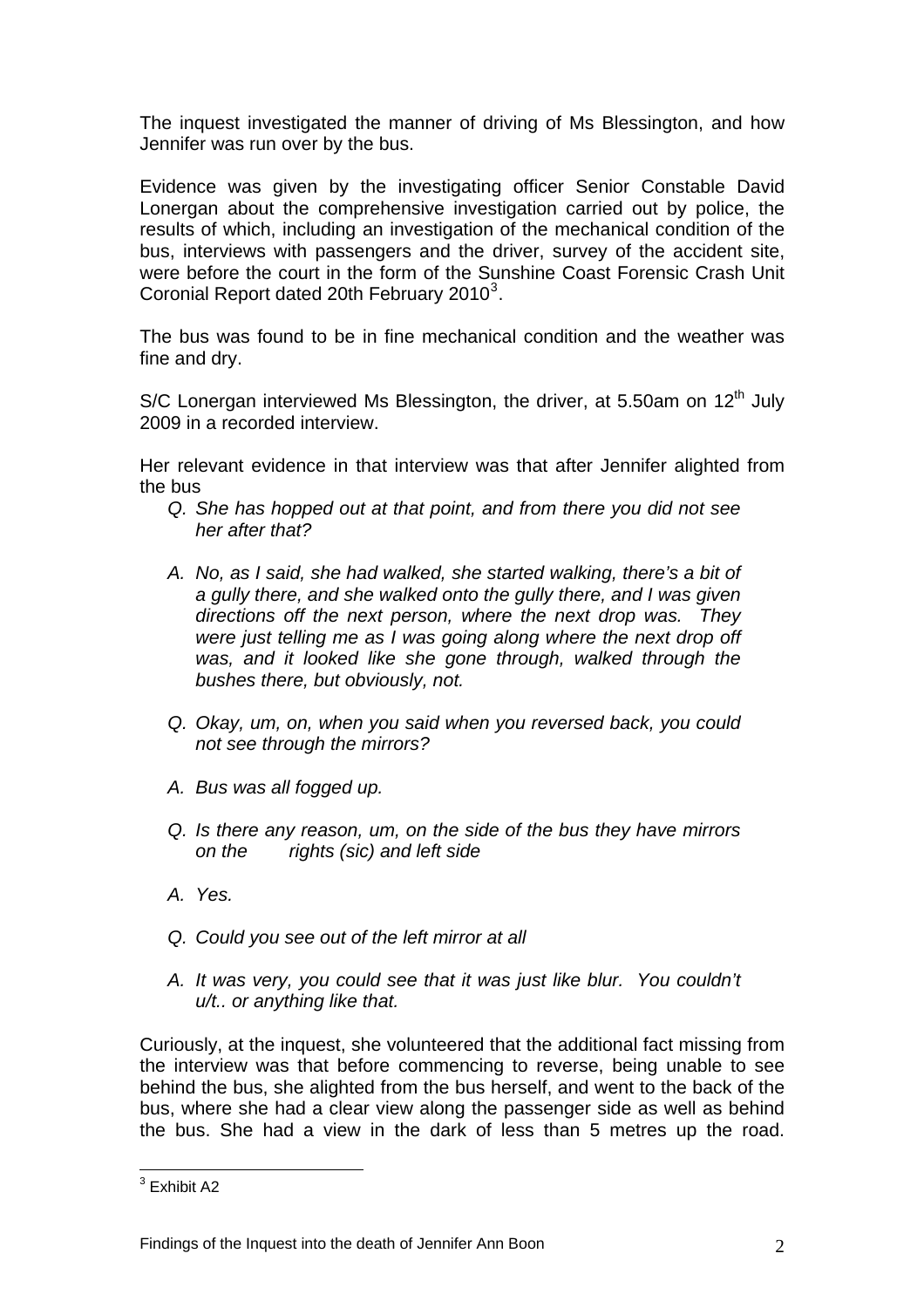The inquest investigated the manner of driving of Ms Blessington, and how Jennifer was run over by the bus.

Evidence was given by the investigating officer Senior Constable David Lonergan about the comprehensive investigation carried out by police, the results of which, including an investigation of the mechanical condition of the bus, interviews with passengers and the driver, survey of the accident site, were before the court in the form of the Sunshine Coast Forensic Crash Unit Coronial Report dated 20th February 2010[3].

The bus was found to be in fine mechanical condition and the weather was fine and dry.

S/C Lonergan interviewed Ms Blessington, the driver, at 5.50am on 12th July 2009 in a recorded interview.

Her relevant evidence in that interview was that after Jennifer alighted from the bus

*Q. She has hopped out at that point, and from there you did not see her after that?*

*A. No, as I said, she had walked, she started walking, there's a bit of a gully there, and she walked onto the gully there, and I was given directions off the next person, where the next drop was. They were just telling me as I was going along where the next drop off was, and it looked like she gone through, walked through the bushes there, but obviously, not.*

*Q. Okay, um, on, when you said when you reversed back, you could not see through the mirrors?*

*A. Bus was all fogged up.*

*Q. Is there any reason, um, on the side of the bus they have mirrors on the rights (sic) and left side*

*A. Yes.*

*Q. Could you see out of the left mirror at all*

*A. It was very, you could see that it was just like blur. You couldn't u/t.. or anything like that.*

Curiously, at the inquest, she volunteered that the additional fact missing from the interview was that before commencing to reverse, being unable to see behind the bus, she alighted from the bus herself, and went to the back of the bus, where she had a clear view along the passenger side as well as behind the bus. She had a view in the dark of less than 5 metres up the road.

[3] Exhibit A2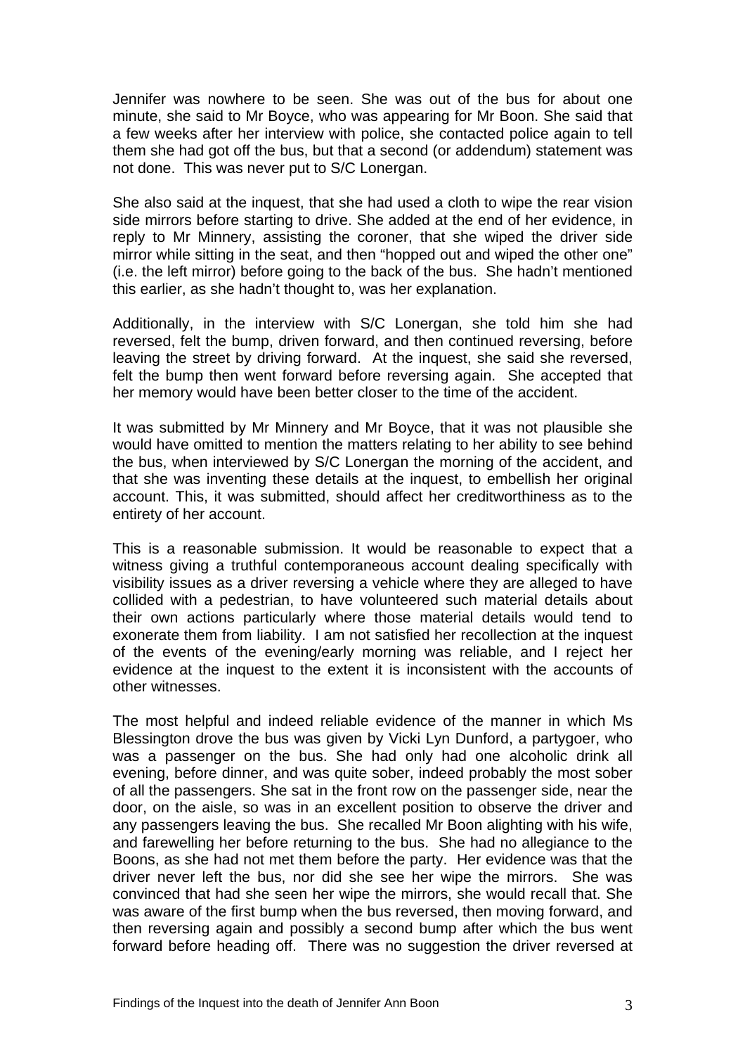Jennifer was nowhere to be seen. She was out of the bus for about one minute, she said to Mr Boyce, who was appearing for Mr Boon. She said that a few weeks after her interview with police, she contacted police again to tell them she had got off the bus, but that a second (or addendum) statement was not done. This was never put to S/C Lonergan.

She also said at the inquest, that she had used a cloth to wipe the rear vision side mirrors before starting to drive. She added at the end of her evidence, in reply to Mr Minnery, assisting the coroner, that she wiped the driver side mirror while sitting in the seat, and then "hopped out and wiped the other one" (i.e. the left mirror) before going to the back of the bus. She hadn't mentioned this earlier, as she hadn't thought to, was her explanation.

Additionally, in the interview with S/C Lonergan, she told him she had reversed, felt the bump, driven forward, and then continued reversing, before leaving the street by driving forward. At the inquest, she said she reversed, felt the bump then went forward before reversing again. She accepted that her memory would have been better closer to the time of the accident.

It was submitted by Mr Minnery and Mr Boyce, that it was not plausible she would have omitted to mention the matters relating to her ability to see behind the bus, when interviewed by S/C Lonergan the morning of the accident, and that she was inventing these details at the inquest, to embellish her original account. This, it was submitted, should affect her creditworthiness as to the entirety of her account.

This is a reasonable submission. It would be reasonable to expect that a witness giving a truthful contemporaneous account dealing specifically with visibility issues as a driver reversing a vehicle where they are alleged to have collided with a pedestrian, to have volunteered such material details about their own actions particularly where those material details would tend to exonerate them from liability. I am not satisfied her recollection at the inquest of the events of the evening/early morning was reliable, and I reject her evidence at the inquest to the extent it is inconsistent with the accounts of other witnesses.

The most helpful and indeed reliable evidence of the manner in which Ms Blessington drove the bus was given by Vicki Lyn Dunford, a partygoer, who was a passenger on the bus. She had only had one alcoholic drink all evening, before dinner, and was quite sober, indeed probably the most sober of all the passengers. She sat in the front row on the passenger side, near the door, on the aisle, so was in an excellent position to observe the driver and any passengers leaving the bus. She recalled Mr Boon alighting with his wife, and farewelling her before returning to the bus. She had no allegiance to the Boons, as she had not met them before the party. Her evidence was that the driver never left the bus, nor did she see her wipe the mirrors. She was convinced that had she seen her wipe the mirrors, she would recall that. She was aware of the first bump when the bus reversed, then moving forward, and then reversing again and possibly a second bump after which the bus went forward before heading off. There was no suggestion the driver reversed at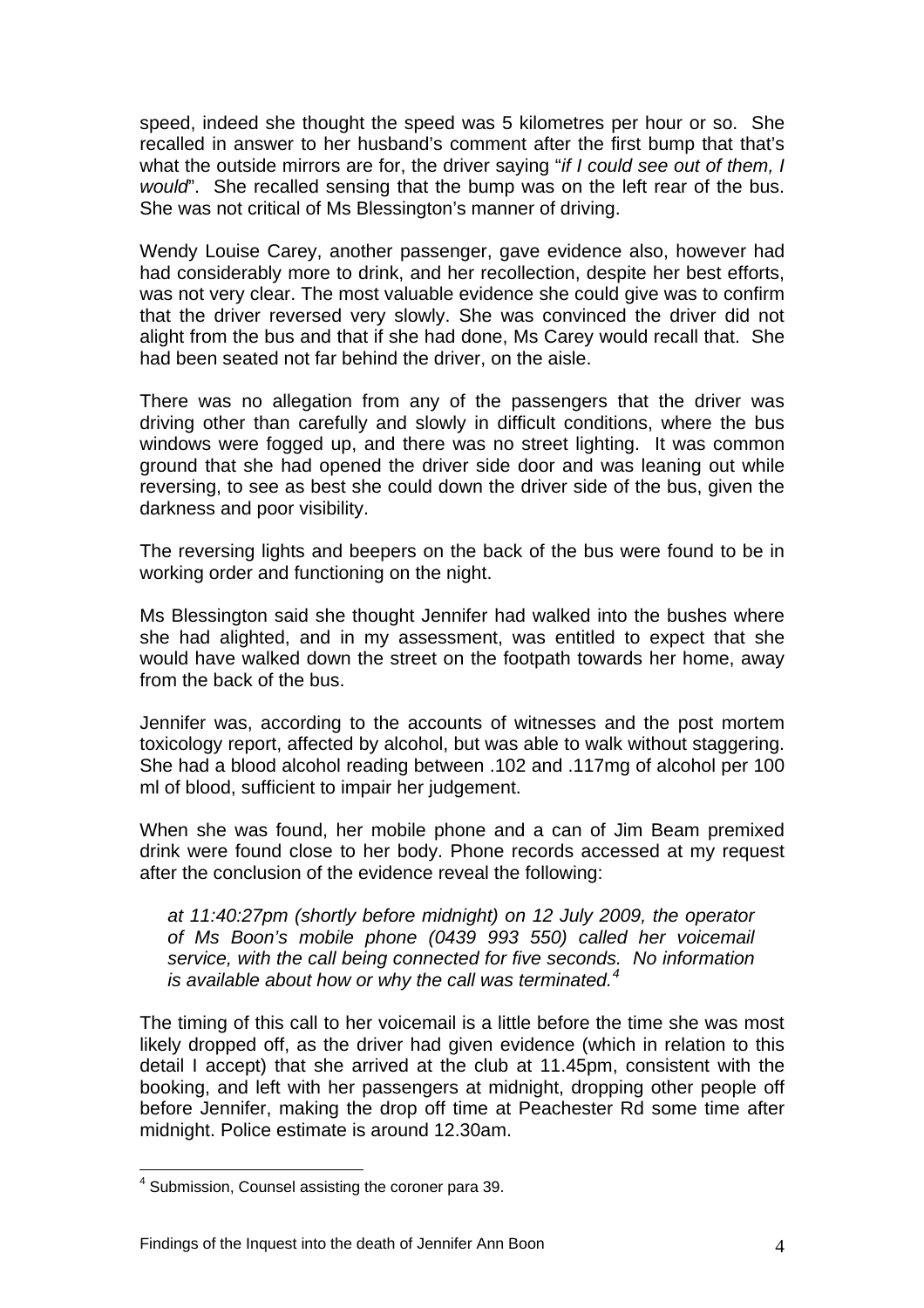speed, indeed she thought the speed was 5 kilometres per hour or so. She recalled in answer to her husband's comment after the first bump that that's what the outside mirrors are for, the driver saying "*if I could see out of them, I would*". She recalled sensing that the bump was on the left rear of the bus. She was not critical of Ms Blessington's manner of driving.

Wendy Louise Carey, another passenger, gave evidence also, however had had considerably more to drink, and her recollection, despite her best efforts, was not very clear. The most valuable evidence she could give was to confirm that the driver reversed very slowly. She was convinced the driver did not alight from the bus and that if she had done, Ms Carey would recall that. She had been seated not far behind the driver, on the aisle.

There was no allegation from any of the passengers that the driver was driving other than carefully and slowly in difficult conditions, where the bus windows were fogged up, and there was no street lighting. It was common ground that she had opened the driver side door and was leaning out while reversing, to see as best she could down the driver side of the bus, given the darkness and poor visibility.

The reversing lights and beepers on the back of the bus were found to be in working order and functioning on the night.

Ms Blessington said she thought Jennifer had walked into the bushes where she had alighted, and in my assessment, was entitled to expect that she would have walked down the street on the footpath towards her home, away from the back of the bus.

Jennifer was, according to the accounts of witnesses and the post mortem toxicology report, affected by alcohol, but was able to walk without staggering. She had a blood alcohol reading between .102 and .117mg of alcohol per 100 ml of blood, sufficient to impair her judgement.

When she was found, her mobile phone and a can of Jim Beam premixed drink were found close to her body. Phone records accessed at my request after the conclusion of the evidence reveal the following:

> *at 11:40:27pm (shortly before midnight) on 12 July 2009, the operator of Ms Boon's mobile phone (0439 993 550) called her voicemail service, with the call being connected for five seconds. No information is available about how or why the call was terminated.*[4]

The timing of this call to her voicemail is a little before the time she was most likely dropped off, as the driver had given evidence (which in relation to this detail I accept) that she arrived at the club at 11.45pm, consistent with the booking, and left with her passengers at midnight, dropping other people off before Jennifer, making the drop off time at Peachester Rd some time after midnight. Police estimate is around 12.30am.

---

[4] Submission, Counsel assisting the coroner para 39.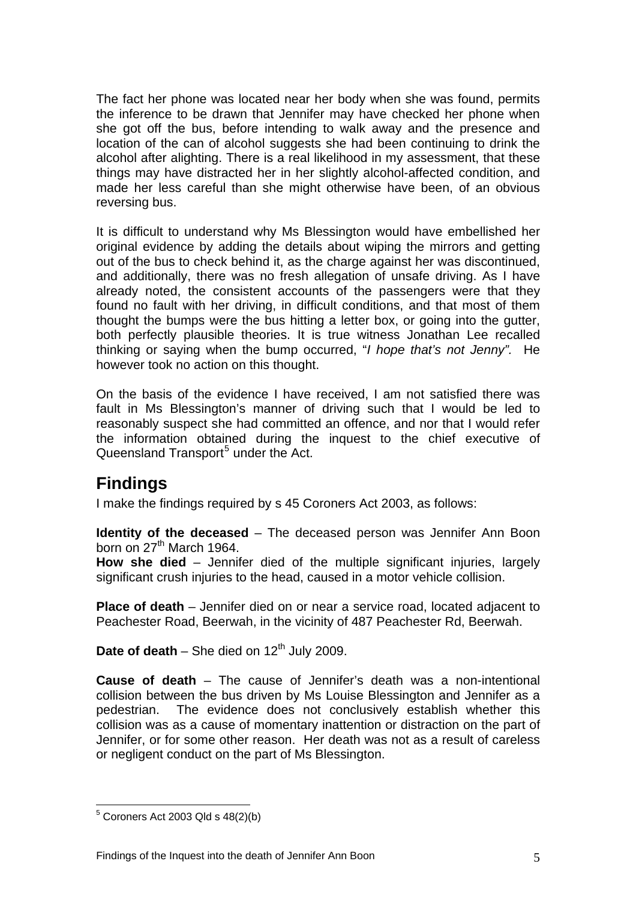The fact her phone was located near her body when she was found, permits the inference to be drawn that Jennifer may have checked her phone when she got off the bus, before intending to walk away and the presence and location of the can of alcohol suggests she had been continuing to drink the alcohol after alighting. There is a real likelihood in my assessment, that these things may have distracted her in her slightly alcohol-affected condition, and made her less careful than she might otherwise have been, of an obvious reversing bus.

It is difficult to understand why Ms Blessington would have embellished her original evidence by adding the details about wiping the mirrors and getting out of the bus to check behind it, as the charge against her was discontinued, and additionally, there was no fresh allegation of unsafe driving. As I have already noted, the consistent accounts of the passengers were that they found no fault with her driving, in difficult conditions, and that most of them thought the bumps were the bus hitting a letter box, or going into the gutter, both perfectly plausible theories. It is true witness Jonathan Lee recalled thinking or saying when the bump occurred, "*I hope that's not Jenny".* He however took no action on this thought.

On the basis of the evidence I have received, I am not satisfied there was fault in Ms Blessington's manner of driving such that I would be led to reasonably suspect she had committed an offence, and nor that I would refer the information obtained during the inquest to the chief executive of Queensland Transport[5] under the Act.

## Findings

I make the findings required by s 45 Coroners Act 2003, as follows:

**Identity of the deceased** – The deceased person was Jennifer Ann Boon born on 27th March 1964.

**How she died** – Jennifer died of the multiple significant injuries, largely significant crush injuries to the head, caused in a motor vehicle collision.

**Place of death** – Jennifer died on or near a service road, located adjacent to Peachester Road, Beerwah, in the vicinity of 487 Peachester Rd, Beerwah.

**Date of death** – She died on 12th July 2009.

**Cause of death** – The cause of Jennifer's death was a non-intentional collision between the bus driven by Ms Louise Blessington and Jennifer as a pedestrian. The evidence does not conclusively establish whether this collision was as a cause of momentary inattention or distraction on the part of Jennifer, or for some other reason. Her death was not as a result of careless or negligent conduct on the part of Ms Blessington.

---

[5] Coroners Act 2003 Qld s 48(2)(b)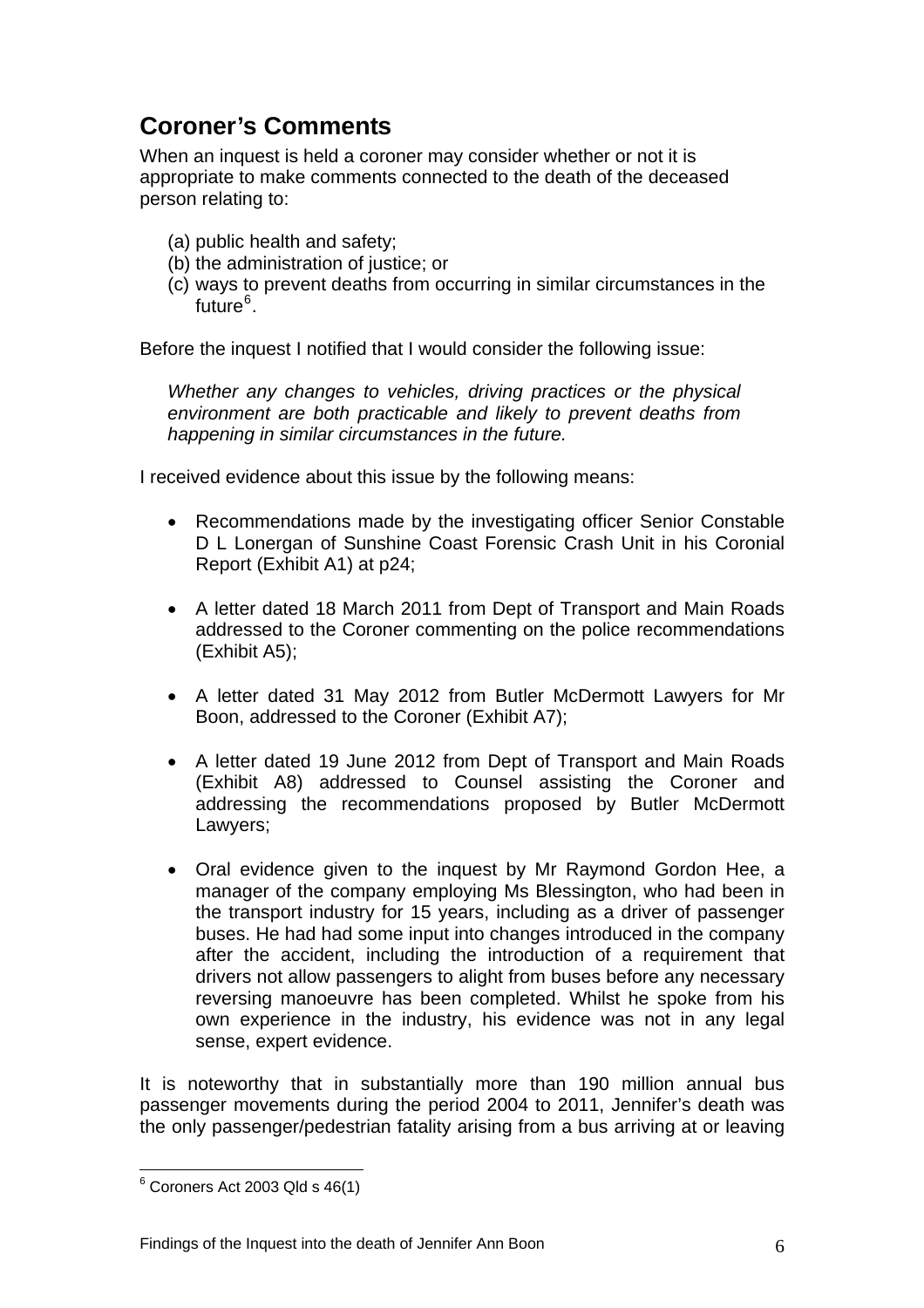## Coroner's Comments

When an inquest is held a coroner may consider whether or not it is appropriate to make comments connected to the death of the deceased person relating to:

(a) public health and safety;
(b) the administration of justice; or
(c) ways to prevent deaths from occurring in similar circumstances in the future[6].

Before the inquest I notified that I would consider the following issue:

> *Whether any changes to vehicles, driving practices or the physical environment are both practicable and likely to prevent deaths from happening in similar circumstances in the future.*

I received evidence about this issue by the following means:

- Recommendations made by the investigating officer Senior Constable D L Lonergan of Sunshine Coast Forensic Crash Unit in his Coronial Report (Exhibit A1) at p24;
- A letter dated 18 March 2011 from Dept of Transport and Main Roads addressed to the Coroner commenting on the police recommendations (Exhibit A5);
- A letter dated 31 May 2012 from Butler McDermott Lawyers for Mr Boon, addressed to the Coroner (Exhibit A7);
- A letter dated 19 June 2012 from Dept of Transport and Main Roads (Exhibit A8) addressed to Counsel assisting the Coroner and addressing the recommendations proposed by Butler McDermott Lawyers;
- Oral evidence given to the inquest by Mr Raymond Gordon Hee, a manager of the company employing Ms Blessington, who had been in the transport industry for 15 years, including as a driver of passenger buses. He had had some input into changes introduced in the company after the accident, including the introduction of a requirement that drivers not allow passengers to alight from buses before any necessary reversing manoeuvre has been completed. Whilst he spoke from his own experience in the industry, his evidence was not in any legal sense, expert evidence.

It is noteworthy that in substantially more than 190 million annual bus passenger movements during the period 2004 to 2011, Jennifer's death was the only passenger/pedestrian fatality arising from a bus arriving at or leaving

---

[6] Coroners Act 2003 Qld s 46(1)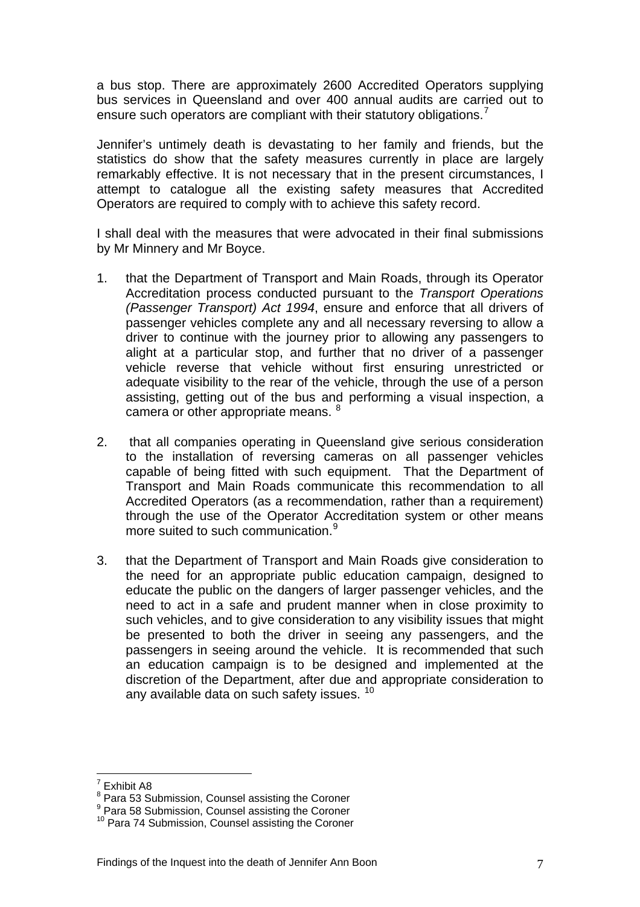a bus stop. There are approximately 2600 Accredited Operators supplying bus services in Queensland and over 400 annual audits are carried out to ensure such operators are compliant with their statutory obligations.[7]

Jennifer's untimely death is devastating to her family and friends, but the statistics do show that the safety measures currently in place are largely remarkably effective. It is not necessary that in the present circumstances, I attempt to catalogue all the existing safety measures that Accredited Operators are required to comply with to achieve this safety record.

I shall deal with the measures that were advocated in their final submissions by Mr Minnery and Mr Boyce.

1. that the Department of Transport and Main Roads, through its Operator Accreditation process conducted pursuant to the *Transport Operations (Passenger Transport) Act 1994*, ensure and enforce that all drivers of passenger vehicles complete any and all necessary reversing to allow a driver to continue with the journey prior to allowing any passengers to alight at a particular stop, and further that no driver of a passenger vehicle reverse that vehicle without first ensuring unrestricted or adequate visibility to the rear of the vehicle, through the use of a person assisting, getting out of the bus and performing a visual inspection, a camera or other appropriate means. [8]

2. that all companies operating in Queensland give serious consideration to the installation of reversing cameras on all passenger vehicles capable of being fitted with such equipment. That the Department of Transport and Main Roads communicate this recommendation to all Accredited Operators (as a recommendation, rather than a requirement) through the use of the Operator Accreditation system or other means more suited to such communication.[9]

3. that the Department of Transport and Main Roads give consideration to the need for an appropriate public education campaign, designed to educate the public on the dangers of larger passenger vehicles, and the need to act in a safe and prudent manner when in close proximity to such vehicles, and to give consideration to any visibility issues that might be presented to both the driver in seeing any passengers, and the passengers in seeing around the vehicle. It is recommended that such an education campaign is to be designed and implemented at the discretion of the Department, after due and appropriate consideration to any available data on such safety issues. [10]

---

[7] Exhibit A8

[8] Para 53 Submission, Counsel assisting the Coroner

[9] Para 58 Submission, Counsel assisting the Coroner

[10] Para 74 Submission, Counsel assisting the Coroner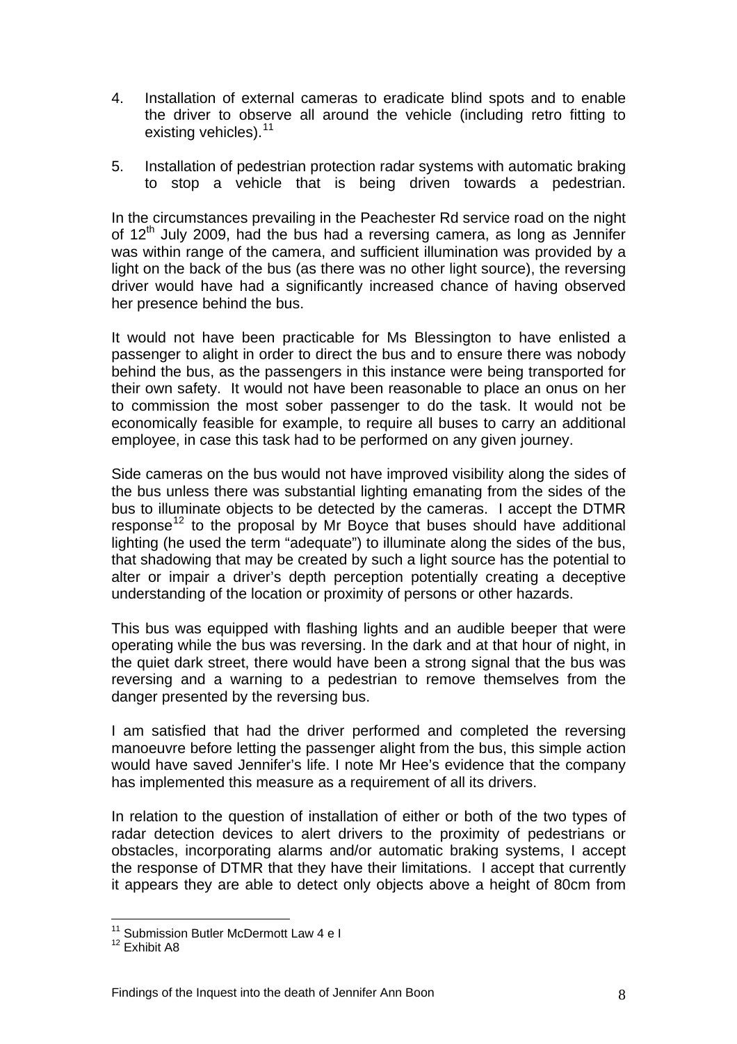4. Installation of external cameras to eradicate blind spots and to enable the driver to observe all around the vehicle (including retro fitting to existing vehicles).[11]

5. Installation of pedestrian protection radar systems with automatic braking to stop a vehicle that is being driven towards a pedestrian.

In the circumstances prevailing in the Peachester Rd service road on the night of 12th July 2009, had the bus had a reversing camera, as long as Jennifer was within range of the camera, and sufficient illumination was provided by a light on the back of the bus (as there was no other light source), the reversing driver would have had a significantly increased chance of having observed her presence behind the bus.

It would not have been practicable for Ms Blessington to have enlisted a passenger to alight in order to direct the bus and to ensure there was nobody behind the bus, as the passengers in this instance were being transported for their own safety. It would not have been reasonable to place an onus on her to commission the most sober passenger to do the task. It would not be economically feasible for example, to require all buses to carry an additional employee, in case this task had to be performed on any given journey.

Side cameras on the bus would not have improved visibility along the sides of the bus unless there was substantial lighting emanating from the sides of the bus to illuminate objects to be detected by the cameras. I accept the DTMR response[12] to the proposal by Mr Boyce that buses should have additional lighting (he used the term "adequate") to illuminate along the sides of the bus, that shadowing that may be created by such a light source has the potential to alter or impair a driver's depth perception potentially creating a deceptive understanding of the location or proximity of persons or other hazards.

This bus was equipped with flashing lights and an audible beeper that were operating while the bus was reversing. In the dark and at that hour of night, in the quiet dark street, there would have been a strong signal that the bus was reversing and a warning to a pedestrian to remove themselves from the danger presented by the reversing bus.

I am satisfied that had the driver performed and completed the reversing manoeuvre before letting the passenger alight from the bus, this simple action would have saved Jennifer's life. I note Mr Hee's evidence that the company has implemented this measure as a requirement of all its drivers.

In relation to the question of installation of either or both of the two types of radar detection devices to alert drivers to the proximity of pedestrians or obstacles, incorporating alarms and/or automatic braking systems, I accept the response of DTMR that they have their limitations. I accept that currently it appears they are able to detect only objects above a height of 80cm from

---

[11] Submission Butler McDermott Law 4 e I

[12] Exhibit A8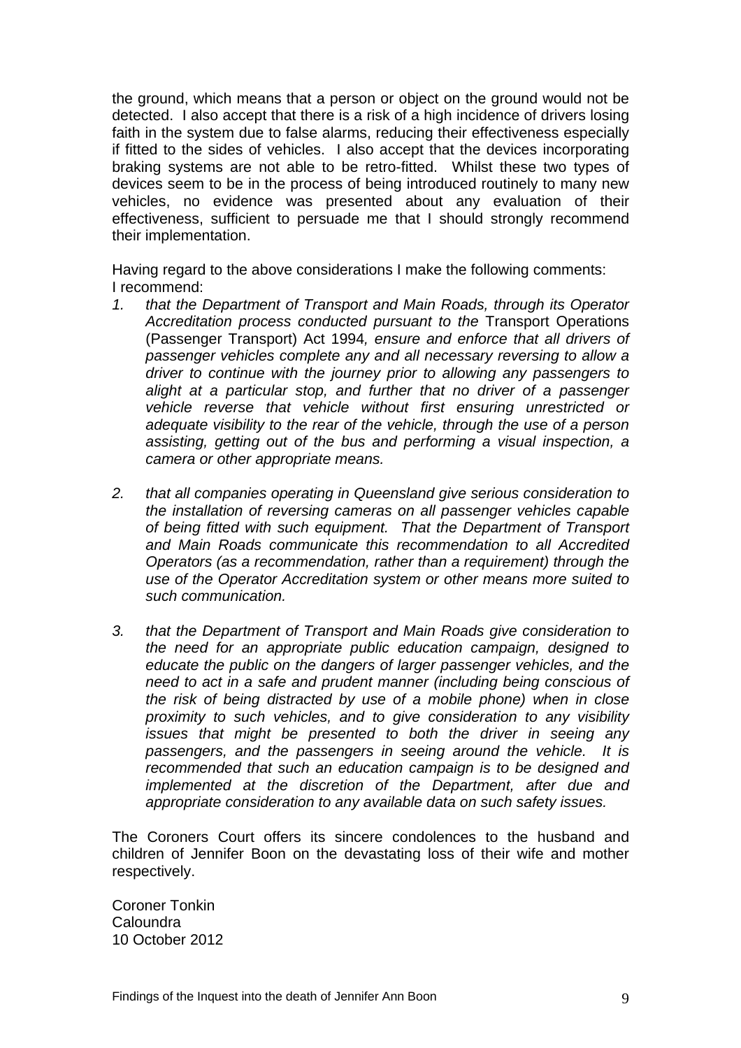the ground, which means that a person or object on the ground would not be detected. I also accept that there is a risk of a high incidence of drivers losing faith in the system due to false alarms, reducing their effectiveness especially if fitted to the sides of vehicles. I also accept that the devices incorporating braking systems are not able to be retro-fitted. Whilst these two types of devices seem to be in the process of being introduced routinely to many new vehicles, no evidence was presented about any evaluation of their effectiveness, sufficient to persuade me that I should strongly recommend their implementation.

Having regard to the above considerations I make the following comments:
I recommend:

1. *that the Department of Transport and Main Roads, through its Operator Accreditation process conducted pursuant to the* Transport Operations (Passenger Transport) Act 1994*, ensure and enforce that all drivers of passenger vehicles complete any and all necessary reversing to allow a driver to continue with the journey prior to allowing any passengers to alight at a particular stop, and further that no driver of a passenger vehicle reverse that vehicle without first ensuring unrestricted or adequate visibility to the rear of the vehicle, through the use of a person assisting, getting out of the bus and performing a visual inspection, a camera or other appropriate means.*

2. *that all companies operating in Queensland give serious consideration to the installation of reversing cameras on all passenger vehicles capable of being fitted with such equipment. That the Department of Transport and Main Roads communicate this recommendation to all Accredited Operators (as a recommendation, rather than a requirement) through the use of the Operator Accreditation system or other means more suited to such communication.*

3. *that the Department of Transport and Main Roads give consideration to the need for an appropriate public education campaign, designed to educate the public on the dangers of larger passenger vehicles, and the need to act in a safe and prudent manner (including being conscious of the risk of being distracted by use of a mobile phone) when in close proximity to such vehicles, and to give consideration to any visibility issues that might be presented to both the driver in seeing any passengers, and the passengers in seeing around the vehicle. It is recommended that such an education campaign is to be designed and implemented at the discretion of the Department, after due and appropriate consideration to any available data on such safety issues.*

The Coroners Court offers its sincere condolences to the husband and children of Jennifer Boon on the devastating loss of their wife and mother respectively.

Coroner Tonkin
Caloundra
10 October 2012